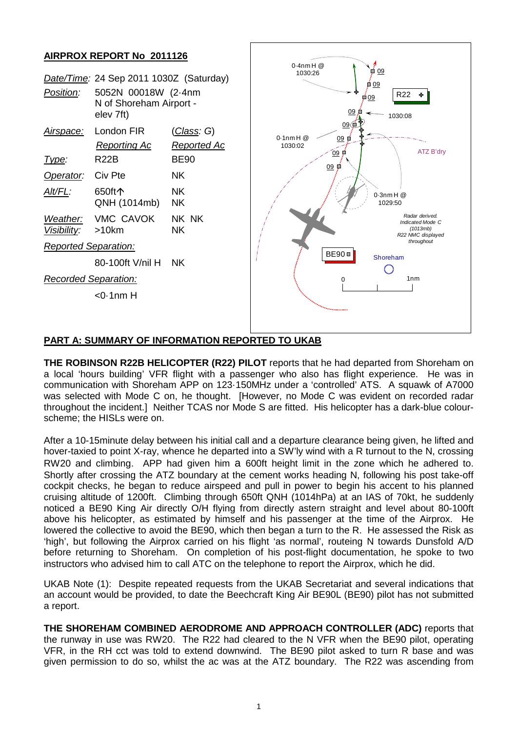## AIRPROX REPORT No 2011126

| | | |
|---|---|---|
| *Date/Time:* | 24 Sep 2011 1030Z (Saturday) | |
| *Position:* | 5052N 00018W (2·4nm N of Shoreham Airport - elev 7ft) | |
| *Airspace:* | London FIR | (*Class*: *G*) |
| | *Reporting Ac* | *Reported Ac* |
| *Type:* | R22B | BE90 |
| *Operator:* | Civ Pte | NK |
| *Alt/FL:* | 650ft↑ QNH (1014mb) | NK NK |
| *Weather:* | VMC CAVOK | NK NK |
| *Visibility:* | >10km | NK |
| *Reported Separation:* | | |
| | 80-100ft V/nil H | NK |
| *Recorded Separation:* | | |
| | <0·1nm H | |

## PART A: SUMMARY OF INFORMATION REPORTED TO UKAB

**THE ROBINSON R22B HELICOPTER (R22) PILOT** reports that he had departed from Shoreham on a local 'hours building' VFR flight with a passenger who also has flight experience. He was in communication with Shoreham APP on 123·150MHz under a 'controlled' ATS. A squawk of A7000 was selected with Mode C on, he thought. [However, no Mode C was evident on recorded radar throughout the incident.] Neither TCAS nor Mode S are fitted. His helicopter has a dark-blue colour-scheme; the HISLs were on.

After a 10-15minute delay between his initial call and a departure clearance being given, he lifted and hover-taxied to point X-ray, whence he departed into a SW'ly wind with a R turnout to the N, crossing RW20 and climbing. APP had given him a 600ft height limit in the zone which he adhered to. Shortly after crossing the ATZ boundary at the cement works heading N, following his post take-off cockpit checks, he began to reduce airspeed and pull in power to begin his accent to his planned cruising altitude of 1200ft. Climbing through 650ft QNH (1014hPa) at an IAS of 70kt, he suddenly noticed a BE90 King Air directly O/H flying from directly astern straight and level about 80-100ft above his helicopter, as estimated by himself and his passenger at the time of the Airprox. He lowered the collective to avoid the BE90, which then began a turn to the R. He assessed the Risk as 'high', but following the Airprox carried on his flight 'as normal', routeing N towards Dunsfold A/D before returning to Shoreham. On completion of his post-flight documentation, he spoke to two instructors who advised him to call ATC on the telephone to report the Airprox, which he did.

UKAB Note (1): Despite repeated requests from the UKAB Secretariat and several indications that an account would be provided, to date the Beechcraft King Air BE90L (BE90) pilot has not submitted a report.

**THE SHOREHAM COMBINED AERODROME AND APPROACH CONTROLLER (ADC)** reports that the runway in use was RW20. The R22 had cleared to the N VFR when the BE90 pilot, operating VFR, in the RH cct was told to extend downwind. The BE90 pilot asked to turn R base and was given permission to do so, whilst the ac was at the ATZ boundary. The R22 was ascending from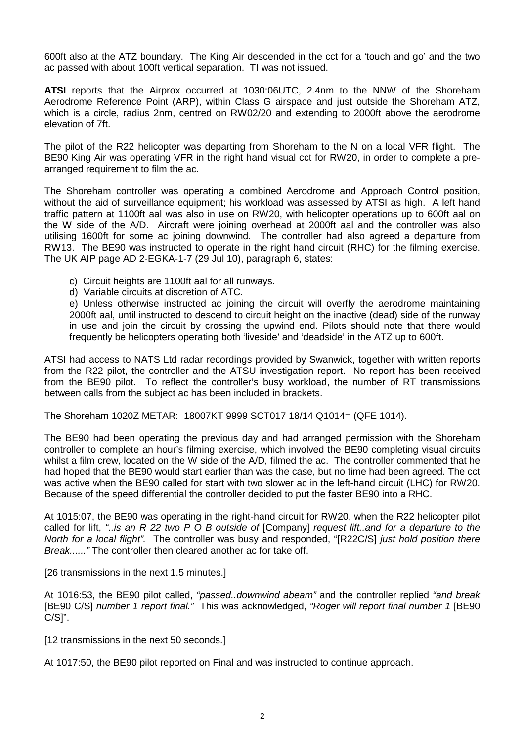600ft also at the ATZ boundary. The King Air descended in the cct for a 'touch and go' and the two ac passed with about 100ft vertical separation. TI was not issued.

**ATSI** reports that the Airprox occurred at 1030:06UTC, 2.4nm to the NNW of the Shoreham Aerodrome Reference Point (ARP), within Class G airspace and just outside the Shoreham ATZ, which is a circle, radius 2nm, centred on RW02/20 and extending to 2000ft above the aerodrome elevation of 7ft.

The pilot of the R22 helicopter was departing from Shoreham to the N on a local VFR flight. The BE90 King Air was operating VFR in the right hand visual cct for RW20, in order to complete a pre-arranged requirement to film the ac.

The Shoreham controller was operating a combined Aerodrome and Approach Control position, without the aid of surveillance equipment; his workload was assessed by ATSI as high. A left hand traffic pattern at 1100ft aal was also in use on RW20, with helicopter operations up to 600ft aal on the W side of the A/D. Aircraft were joining overhead at 2000ft aal and the controller was also utilising 1600ft for some ac joining downwind. The controller had also agreed a departure from RW13. The BE90 was instructed to operate in the right hand circuit (RHC) for the filming exercise. The UK AIP page AD 2-EGKA-1-7 (29 Jul 10), paragraph 6, states:

- c) Circuit heights are 1100ft aal for all runways.
- d) Variable circuits at discretion of ATC.
- e) Unless otherwise instructed ac joining the circuit will overfly the aerodrome maintaining 2000ft aal, until instructed to descend to circuit height on the inactive (dead) side of the runway in use and join the circuit by crossing the upwind end. Pilots should note that there would frequently be helicopters operating both 'liveside' and 'deadside' in the ATZ up to 600ft.

ATSI had access to NATS Ltd radar recordings provided by Swanwick, together with written reports from the R22 pilot, the controller and the ATSU investigation report. No report has been received from the BE90 pilot. To reflect the controller's busy workload, the number of RT transmissions between calls from the subject ac has been included in brackets.

The Shoreham 1020Z METAR: 18007KT 9999 SCT017 18/14 Q1014= (QFE 1014).

The BE90 had been operating the previous day and had arranged permission with the Shoreham controller to complete an hour's filming exercise, which involved the BE90 completing visual circuits whilst a film crew, located on the W side of the A/D, filmed the ac. The controller commented that he had hoped that the BE90 would start earlier than was the case, but no time had been agreed. The cct was active when the BE90 called for start with two slower ac in the left-hand circuit (LHC) for RW20. Because of the speed differential the controller decided to put the faster BE90 into a RHC.

At 1015:07, the BE90 was operating in the right-hand circuit for RW20, when the R22 helicopter pilot called for lift, *"..is an R 22 two P O B outside of* [Company] *request lift..and for a departure to the North for a local flight".* The controller was busy and responded, "[R22C/S] *just hold position there Break......"* The controller then cleared another ac for take off.

[26 transmissions in the next 1.5 minutes.]

At 1016:53, the BE90 pilot called, *"passed..downwind abeam"* and the controller replied *"and break* [BE90 C/S] *number 1 report final."* This was acknowledged, *"Roger will report final number 1* [BE90 C/S]".

[12 transmissions in the next 50 seconds.]

At 1017:50, the BE90 pilot reported on Final and was instructed to continue approach.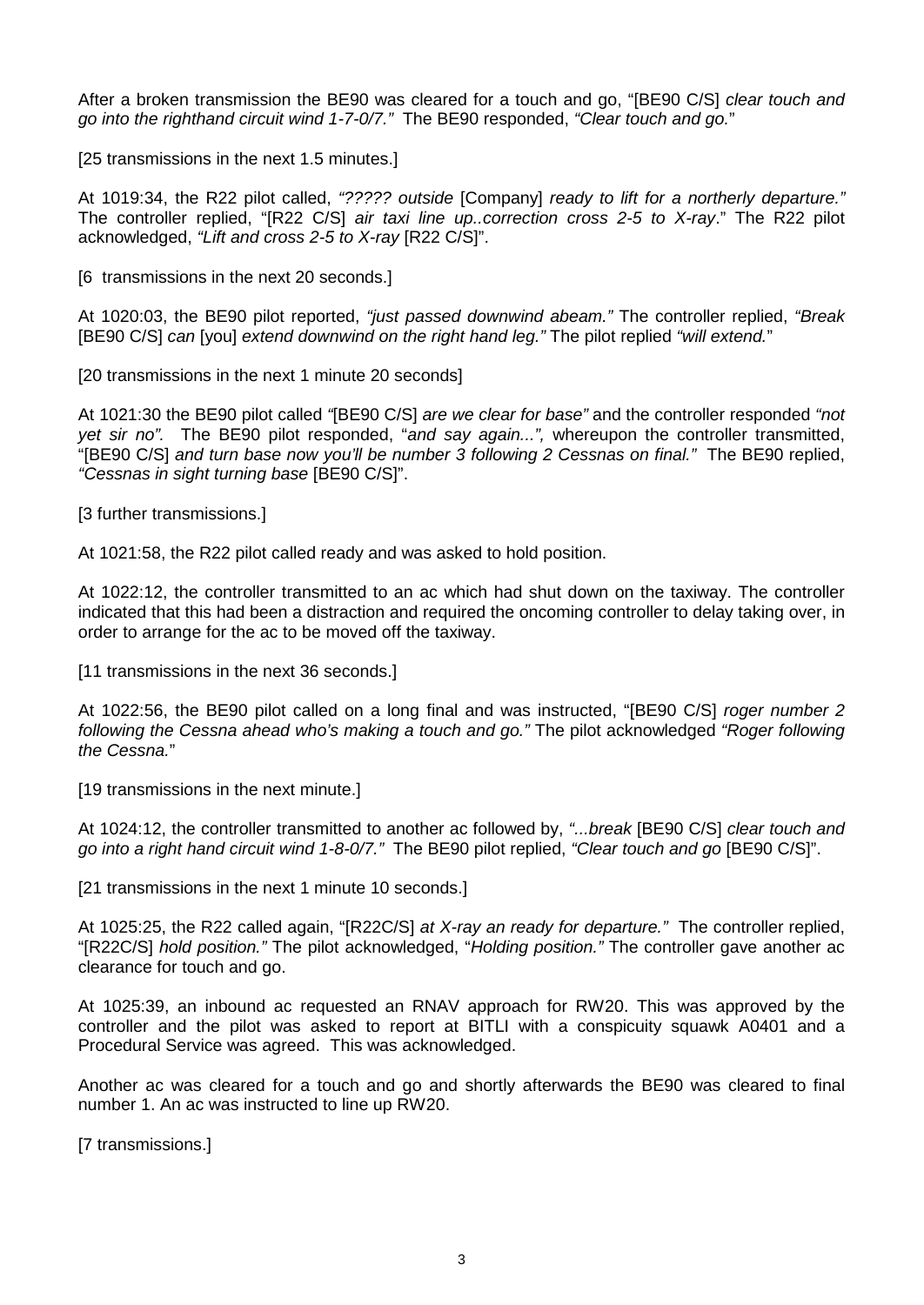After a broken transmission the BE90 was cleared for a touch and go, "[BE90 C/S] *clear touch and go into the righthand circuit wind 1-7-0/7."* The BE90 responded, *"Clear touch and go.*"

[25 transmissions in the next 1.5 minutes.]

At 1019:34, the R22 pilot called, *"????? outside* [Company] *ready to lift for a northerly departure."* The controller replied, "[R22 C/S] *air taxi line up..correction cross 2-5 to X-ray*." The R22 pilot acknowledged, *"Lift and cross 2-5 to X-ray* [R22 C/S]".

[6 transmissions in the next 20 seconds.]

At 1020:03, the BE90 pilot reported, *"just passed downwind abeam."* The controller replied, *"Break* [BE90 C/S] *can* [you] *extend downwind on the right hand leg."* The pilot replied *"will extend.*"

[20 transmissions in the next 1 minute 20 seconds]

At 1021:30 the BE90 pilot called *"*[BE90 C/S] *are we clear for base"* and the controller responded *"not yet sir no".* The BE90 pilot responded, "*and say again...",* whereupon the controller transmitted, "[BE90 C/S] *and turn base now you'll be number 3 following 2 Cessnas on final."* The BE90 replied, *"Cessnas in sight turning base* [BE90 C/S]".

[3 further transmissions.]

At 1021:58, the R22 pilot called ready and was asked to hold position.

At 1022:12, the controller transmitted to an ac which had shut down on the taxiway. The controller indicated that this had been a distraction and required the oncoming controller to delay taking over, in order to arrange for the ac to be moved off the taxiway.

[11 transmissions in the next 36 seconds.]

At 1022:56, the BE90 pilot called on a long final and was instructed, "[BE90 C/S] *roger number 2 following the Cessna ahead who's making a touch and go."* The pilot acknowledged *"Roger following the Cessna.*"

[19 transmissions in the next minute.]

At 1024:12, the controller transmitted to another ac followed by, *"...break* [BE90 C/S] *clear touch and go into a right hand circuit wind 1-8-0/7."* The BE90 pilot replied, *"Clear touch and go* [BE90 C/S]".

[21 transmissions in the next 1 minute 10 seconds.]

At 1025:25, the R22 called again, "[R22C/S] *at X-ray an ready for departure."* The controller replied, "[R22C/S] *hold position."* The pilot acknowledged, "*Holding position."* The controller gave another ac clearance for touch and go.

At 1025:39, an inbound ac requested an RNAV approach for RW20. This was approved by the controller and the pilot was asked to report at BITLI with a conspicuity squawk A0401 and a Procedural Service was agreed. This was acknowledged.

Another ac was cleared for a touch and go and shortly afterwards the BE90 was cleared to final number 1. An ac was instructed to line up RW20.

[7 transmissions.]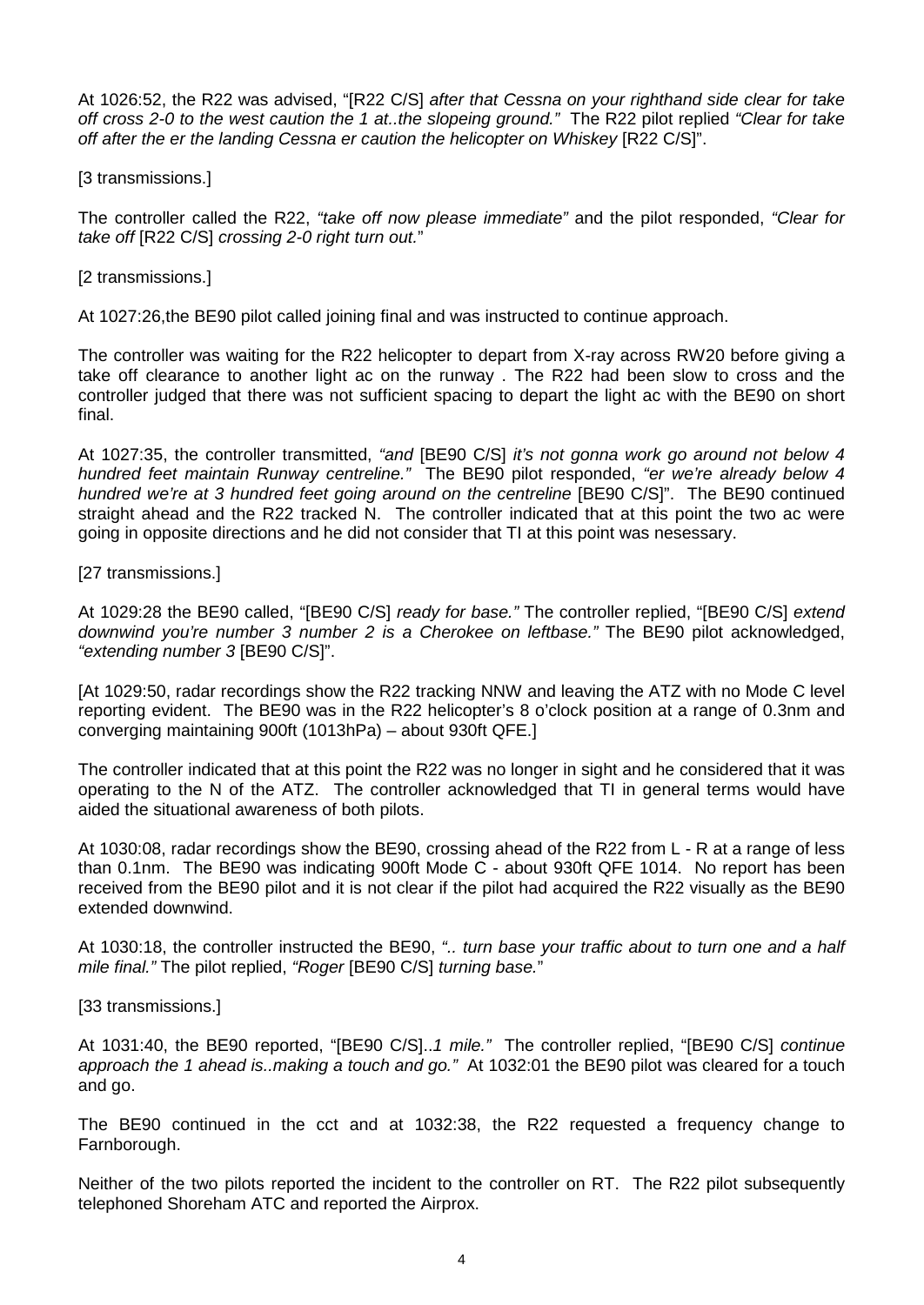At 1026:52, the R22 was advised, "[R22 C/S] *after that Cessna on your righthand side clear for take off cross 2-0 to the west caution the 1 at..the slopeing ground."* The R22 pilot replied *"Clear for take off after the er the landing Cessna er caution the helicopter on Whiskey* [R22 C/S]".

[3 transmissions.]

The controller called the R22, *"take off now please immediate"* and the pilot responded, *"Clear for take off* [R22 C/S] *crossing 2-0 right turn out.*"

[2 transmissions.]

At 1027:26,the BE90 pilot called joining final and was instructed to continue approach.

The controller was waiting for the R22 helicopter to depart from X-ray across RW20 before giving a take off clearance to another light ac on the runway . The R22 had been slow to cross and the controller judged that there was not sufficient spacing to depart the light ac with the BE90 on short final.

At 1027:35, the controller transmitted, *"and* [BE90 C/S] *it's not gonna work go around not below 4 hundred feet maintain Runway centreline."* The BE90 pilot responded, *"er we're already below 4 hundred we're at 3 hundred feet going around on the centreline* [BE90 C/S]". The BE90 continued straight ahead and the R22 tracked N. The controller indicated that at this point the two ac were going in opposite directions and he did not consider that TI at this point was nesessary.

[27 transmissions.]

At 1029:28 the BE90 called, "[BE90 C/S] *ready for base."* The controller replied, "[BE90 C/S] *extend downwind you're number 3 number 2 is a Cherokee on leftbase."* The BE90 pilot acknowledged, *"extending number 3* [BE90 C/S]".

[At 1029:50, radar recordings show the R22 tracking NNW and leaving the ATZ with no Mode C level reporting evident. The BE90 was in the R22 helicopter's 8 o'clock position at a range of 0.3nm and converging maintaining 900ft (1013hPa) – about 930ft QFE.]

The controller indicated that at this point the R22 was no longer in sight and he considered that it was operating to the N of the ATZ. The controller acknowledged that TI in general terms would have aided the situational awareness of both pilots.

At 1030:08, radar recordings show the BE90, crossing ahead of the R22 from L - R at a range of less than 0.1nm. The BE90 was indicating 900ft Mode C - about 930ft QFE 1014. No report has been received from the BE90 pilot and it is not clear if the pilot had acquired the R22 visually as the BE90 extended downwind.

At 1030:18, the controller instructed the BE90, *".. turn base your traffic about to turn one and a half mile final."* The pilot replied, *"Roger* [BE90 C/S] *turning base.*"

[33 transmissions.]

At 1031:40, the BE90 reported, "[BE90 C/S]..*1 mile."* The controller replied, "[BE90 C/S] *continue approach the 1 ahead is..making a touch and go."* At 1032:01 the BE90 pilot was cleared for a touch and go.

The BE90 continued in the cct and at 1032:38, the R22 requested a frequency change to Farnborough.

Neither of the two pilots reported the incident to the controller on RT. The R22 pilot subsequently telephoned Shoreham ATC and reported the Airprox.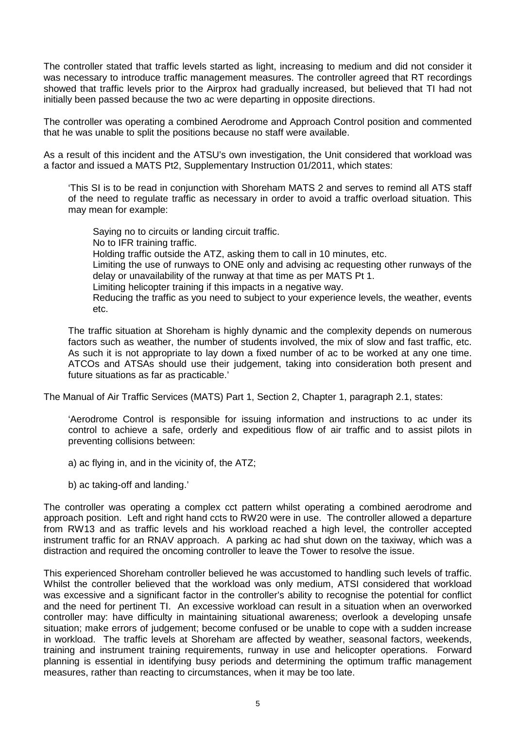The controller stated that traffic levels started as light, increasing to medium and did not consider it was necessary to introduce traffic management measures. The controller agreed that RT recordings showed that traffic levels prior to the Airprox had gradually increased, but believed that TI had not initially been passed because the two ac were departing in opposite directions.

The controller was operating a combined Aerodrome and Approach Control position and commented that he was unable to split the positions because no staff were available.

As a result of this incident and the ATSU's own investigation, the Unit considered that workload was a factor and issued a MATS Pt2, Supplementary Instruction 01/2011, which states:

> 'This SI is to be read in conjunction with Shoreham MATS 2 and serves to remind all ATS staff of the need to regulate traffic as necessary in order to avoid a traffic overload situation. This may mean for example:
>
> Saying no to circuits or landing circuit traffic.
> No to IFR training traffic.
> Holding traffic outside the ATZ, asking them to call in 10 minutes, etc.
> Limiting the use of runways to ONE only and advising ac requesting other runways of the delay or unavailability of the runway at that time as per MATS Pt 1.
> Limiting helicopter training if this impacts in a negative way.
> Reducing the traffic as you need to subject to your experience levels, the weather, events etc.
>
> The traffic situation at Shoreham is highly dynamic and the complexity depends on numerous factors such as weather, the number of students involved, the mix of slow and fast traffic, etc. As such it is not appropriate to lay down a fixed number of ac to be worked at any one time. ATCOs and ATSAs should use their judgement, taking into consideration both present and future situations as far as practicable.'

The Manual of Air Traffic Services (MATS) Part 1, Section 2, Chapter 1, paragraph 2.1, states:

> 'Aerodrome Control is responsible for issuing information and instructions to ac under its control to achieve a safe, orderly and expeditious flow of air traffic and to assist pilots in preventing collisions between:
>
> a) ac flying in, and in the vicinity of, the ATZ;
>
> b) ac taking-off and landing.'

The controller was operating a complex cct pattern whilst operating a combined aerodrome and approach position. Left and right hand ccts to RW20 were in use. The controller allowed a departure from RW13 and as traffic levels and his workload reached a high level, the controller accepted instrument traffic for an RNAV approach. A parking ac had shut down on the taxiway, which was a distraction and required the oncoming controller to leave the Tower to resolve the issue.

This experienced Shoreham controller believed he was accustomed to handling such levels of traffic. Whilst the controller believed that the workload was only medium, ATSI considered that workload was excessive and a significant factor in the controller's ability to recognise the potential for conflict and the need for pertinent TI. An excessive workload can result in a situation when an overworked controller may: have difficulty in maintaining situational awareness; overlook a developing unsafe situation; make errors of judgement; become confused or be unable to cope with a sudden increase in workload. The traffic levels at Shoreham are affected by weather, seasonal factors, weekends, training and instrument training requirements, runway in use and helicopter operations. Forward planning is essential in identifying busy periods and determining the optimum traffic management measures, rather than reacting to circumstances, when it may be too late.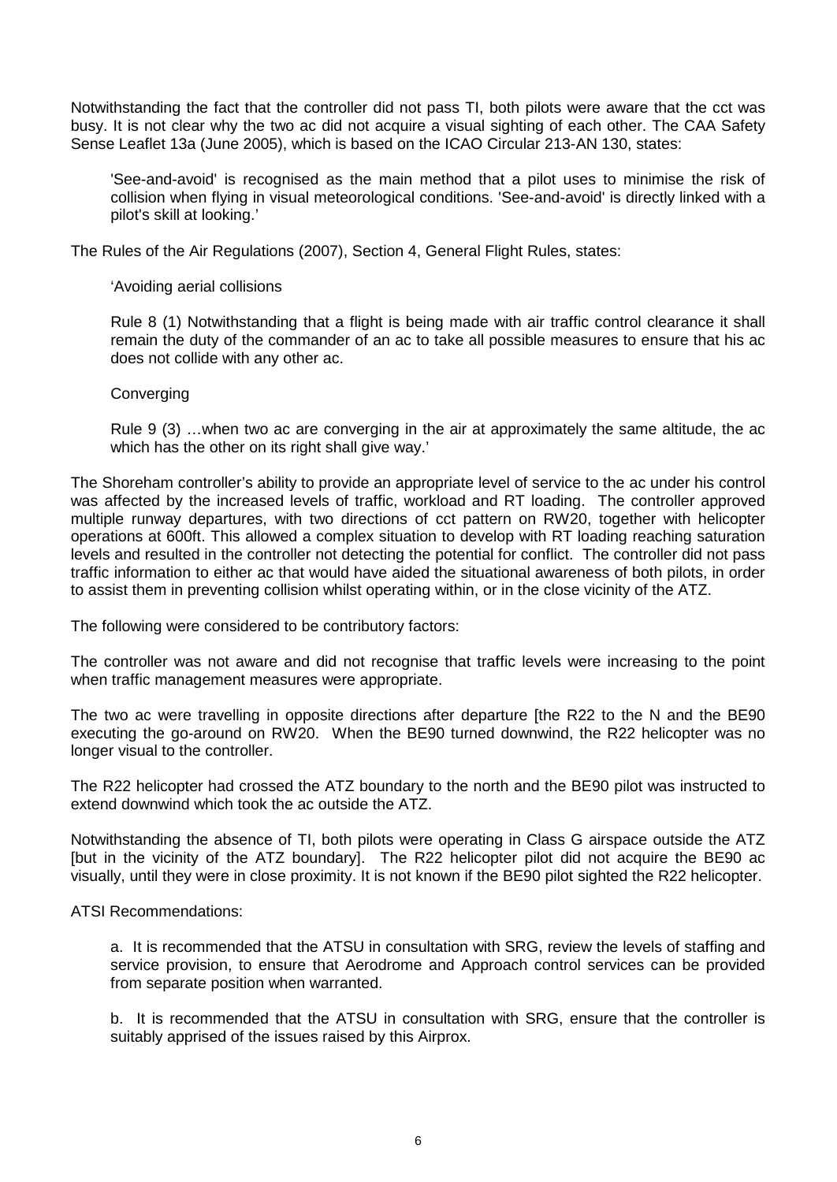Notwithstanding the fact that the controller did not pass TI, both pilots were aware that the cct was busy. It is not clear why the two ac did not acquire a visual sighting of each other. The CAA Safety Sense Leaflet 13a (June 2005), which is based on the ICAO Circular 213-AN 130, states:

> 'See-and-avoid' is recognised as the main method that a pilot uses to minimise the risk of collision when flying in visual meteorological conditions. 'See-and-avoid' is directly linked with a pilot's skill at looking.'

The Rules of the Air Regulations (2007), Section 4, General Flight Rules, states:

> 'Avoiding aerial collisions
>
> Rule 8 (1) Notwithstanding that a flight is being made with air traffic control clearance it shall remain the duty of the commander of an ac to take all possible measures to ensure that his ac does not collide with any other ac.
>
> Converging
>
> Rule 9 (3) …when two ac are converging in the air at approximately the same altitude, the ac which has the other on its right shall give way.'

The Shoreham controller's ability to provide an appropriate level of service to the ac under his control was affected by the increased levels of traffic, workload and RT loading. The controller approved multiple runway departures, with two directions of cct pattern on RW20, together with helicopter operations at 600ft. This allowed a complex situation to develop with RT loading reaching saturation levels and resulted in the controller not detecting the potential for conflict. The controller did not pass traffic information to either ac that would have aided the situational awareness of both pilots, in order to assist them in preventing collision whilst operating within, or in the close vicinity of the ATZ.

The following were considered to be contributory factors:

The controller was not aware and did not recognise that traffic levels were increasing to the point when traffic management measures were appropriate.

The two ac were travelling in opposite directions after departure [the R22 to the N and the BE90 executing the go-around on RW20. When the BE90 turned downwind, the R22 helicopter was no longer visual to the controller.

The R22 helicopter had crossed the ATZ boundary to the north and the BE90 pilot was instructed to extend downwind which took the ac outside the ATZ.

Notwithstanding the absence of TI, both pilots were operating in Class G airspace outside the ATZ [but in the vicinity of the ATZ boundary]. The R22 helicopter pilot did not acquire the BE90 ac visually, until they were in close proximity. It is not known if the BE90 pilot sighted the R22 helicopter.

ATSI Recommendations:

> a. It is recommended that the ATSU in consultation with SRG, review the levels of staffing and service provision, to ensure that Aerodrome and Approach control services can be provided from separate position when warranted.
>
> b. It is recommended that the ATSU in consultation with SRG, ensure that the controller is suitably apprised of the issues raised by this Airprox.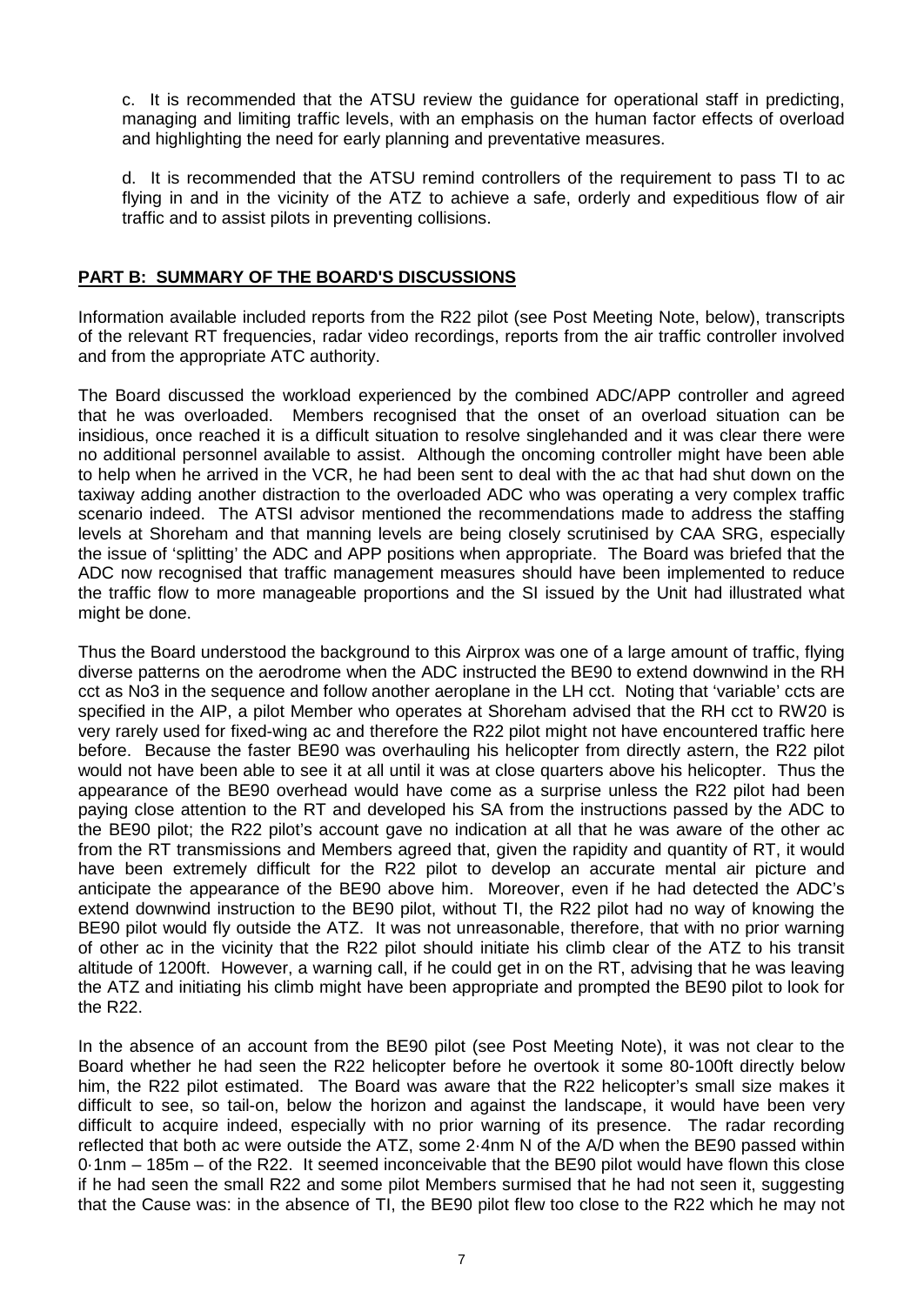c. It is recommended that the ATSU review the guidance for operational staff in predicting, managing and limiting traffic levels, with an emphasis on the human factor effects of overload and highlighting the need for early planning and preventative measures.

d. It is recommended that the ATSU remind controllers of the requirement to pass TI to ac flying in and in the vicinity of the ATZ to achieve a safe, orderly and expeditious flow of air traffic and to assist pilots in preventing collisions.

## PART B: SUMMARY OF THE BOARD'S DISCUSSIONS

Information available included reports from the R22 pilot (see Post Meeting Note, below), transcripts of the relevant RT frequencies, radar video recordings, reports from the air traffic controller involved and from the appropriate ATC authority.

The Board discussed the workload experienced by the combined ADC/APP controller and agreed that he was overloaded. Members recognised that the onset of an overload situation can be insidious, once reached it is a difficult situation to resolve singlehanded and it was clear there were no additional personnel available to assist. Although the oncoming controller might have been able to help when he arrived in the VCR, he had been sent to deal with the ac that had shut down on the taxiway adding another distraction to the overloaded ADC who was operating a very complex traffic scenario indeed. The ATSI advisor mentioned the recommendations made to address the staffing levels at Shoreham and that manning levels are being closely scrutinised by CAA SRG, especially the issue of 'splitting' the ADC and APP positions when appropriate. The Board was briefed that the ADC now recognised that traffic management measures should have been implemented to reduce the traffic flow to more manageable proportions and the SI issued by the Unit had illustrated what might be done.

Thus the Board understood the background to this Airprox was one of a large amount of traffic, flying diverse patterns on the aerodrome when the ADC instructed the BE90 to extend downwind in the RH cct as No3 in the sequence and follow another aeroplane in the LH cct. Noting that 'variable' ccts are specified in the AIP, a pilot Member who operates at Shoreham advised that the RH cct to RW20 is very rarely used for fixed-wing ac and therefore the R22 pilot might not have encountered traffic here before. Because the faster BE90 was overhauling his helicopter from directly astern, the R22 pilot would not have been able to see it at all until it was at close quarters above his helicopter. Thus the appearance of the BE90 overhead would have come as a surprise unless the R22 pilot had been paying close attention to the RT and developed his SA from the instructions passed by the ADC to the BE90 pilot; the R22 pilot's account gave no indication at all that he was aware of the other ac from the RT transmissions and Members agreed that, given the rapidity and quantity of RT, it would have been extremely difficult for the R22 pilot to develop an accurate mental air picture and anticipate the appearance of the BE90 above him. Moreover, even if he had detected the ADC's extend downwind instruction to the BE90 pilot, without TI, the R22 pilot had no way of knowing the BE90 pilot would fly outside the ATZ. It was not unreasonable, therefore, that with no prior warning of other ac in the vicinity that the R22 pilot should initiate his climb clear of the ATZ to his transit altitude of 1200ft. However, a warning call, if he could get in on the RT, advising that he was leaving the ATZ and initiating his climb might have been appropriate and prompted the BE90 pilot to look for the R22.

In the absence of an account from the BE90 pilot (see Post Meeting Note), it was not clear to the Board whether he had seen the R22 helicopter before he overtook it some 80-100ft directly below him, the R22 pilot estimated. The Board was aware that the R22 helicopter's small size makes it difficult to see, so tail-on, below the horizon and against the landscape, it would have been very difficult to acquire indeed, especially with no prior warning of its presence. The radar recording reflected that both ac were outside the ATZ, some 2·4nm N of the A/D when the BE90 passed within 0·1nm – 185m – of the R22. It seemed inconceivable that the BE90 pilot would have flown this close if he had seen the small R22 and some pilot Members surmised that he had not seen it, suggesting that the Cause was: in the absence of TI, the BE90 pilot flew too close to the R22 which he may not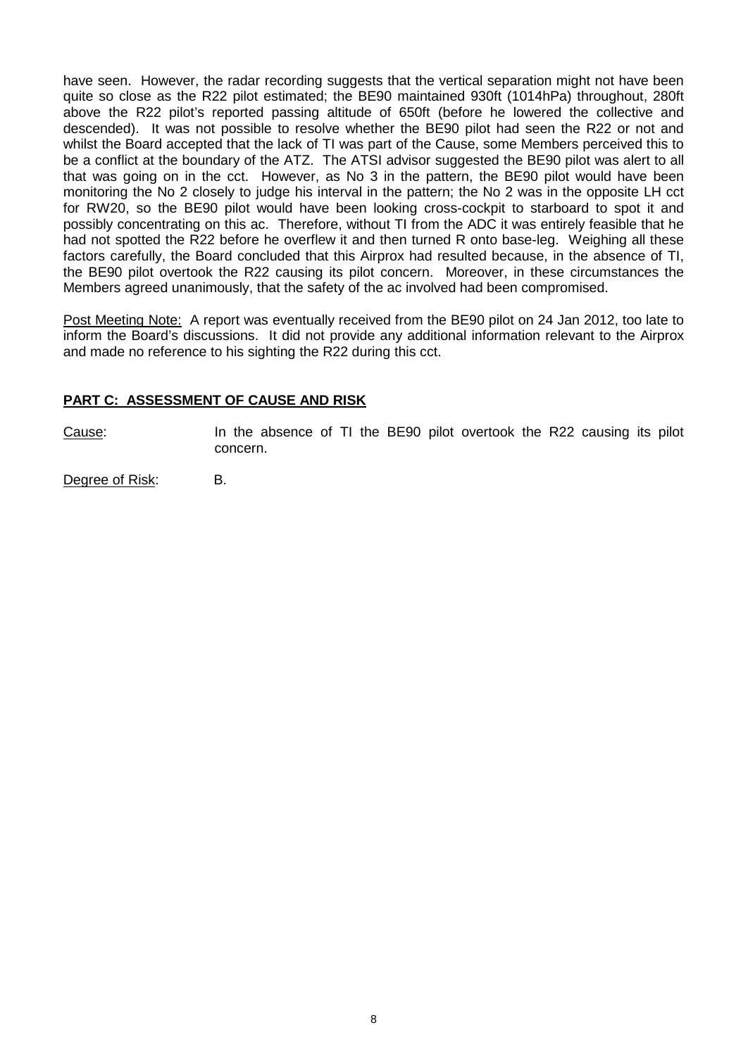have seen. However, the radar recording suggests that the vertical separation might not have been quite so close as the R22 pilot estimated; the BE90 maintained 930ft (1014hPa) throughout, 280ft above the R22 pilot's reported passing altitude of 650ft (before he lowered the collective and descended). It was not possible to resolve whether the BE90 pilot had seen the R22 or not and whilst the Board accepted that the lack of TI was part of the Cause, some Members perceived this to be a conflict at the boundary of the ATZ. The ATSI advisor suggested the BE90 pilot was alert to all that was going on in the cct. However, as No 3 in the pattern, the BE90 pilot would have been monitoring the No 2 closely to judge his interval in the pattern; the No 2 was in the opposite LH cct for RW20, so the BE90 pilot would have been looking cross-cockpit to starboard to spot it and possibly concentrating on this ac. Therefore, without TI from the ADC it was entirely feasible that he had not spotted the R22 before he overflew it and then turned R onto base-leg. Weighing all these factors carefully, the Board concluded that this Airprox had resulted because, in the absence of TI, the BE90 pilot overtook the R22 causing its pilot concern. Moreover, in these circumstances the Members agreed unanimously, that the safety of the ac involved had been compromised.

Post Meeting Note: A report was eventually received from the BE90 pilot on 24 Jan 2012, too late to inform the Board's discussions. It did not provide any additional information relevant to the Airprox and made no reference to his sighting the R22 during this cct.

## PART C: ASSESSMENT OF CAUSE AND RISK

Cause: In the absence of TI the BE90 pilot overtook the R22 causing its pilot concern.

Degree of Risk: B.